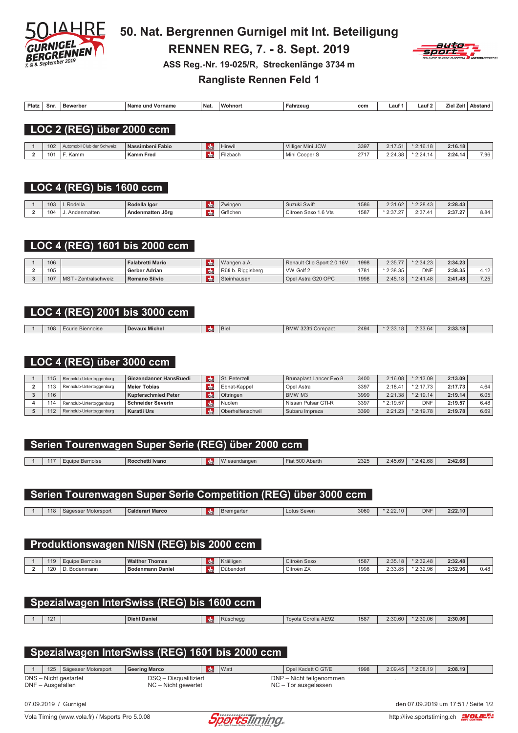# 50. Nat. Bergrennen Gurnigel mit Int. Beteiligung

## RENNEN REG, 7. - 8. Sept. 2019

### ASS Reg.-Nr. 19-025/R, Streckenlänge 3734 m

### Rangliste Rennen Feld 1

| Platz | Snr. | Bewerber | Name und Vorname | Nat. | Wohnort | Fahrzeug | ccm | Lauf 1 | Lauf 2 | Ziel Zeit | Abstand |
|---|---|---|---|---|---|---|---|---|---|---|---|

## LOC 2 (REG) über 2000 ccm

| Platz | Snr. | Bewerber | Name und Vorname | Nat. | Wohnort | Fahrzeug | ccm | Lauf 1 | Lauf 2 | Ziel Zeit | Abstand |
|---|---|---|---|---|---|---|---|---|---|---|---|
| 1 | 102 | Automobil Club der Schweiz | **Nassimbeni Fabio** | CH | Hinwil | Villiger Mini JCW | 3397 | 2:17.51 | * 2:16.18 | **2:16.18** | |
| 2 | 101 | F. Kamm | **Kamm Fred** | CH | Filzbach | Mini Cooper S | 2717 | 2:24.38 | * 2:24.14 | **2:24.14** | 7.96 |

## LOC 4 (REG) bis 1600 ccm

| Platz | Snr. | Bewerber | Name und Vorname | Nat. | Wohnort | Fahrzeug | ccm | Lauf 1 | Lauf 2 | Ziel Zeit | Abstand |
|---|---|---|---|---|---|---|---|---|---|---|---|
| 1 | 103 | I. Rodella | **Rodella Igor** | CH | Zwingen | Suzuki Swift | 1586 | 2:31.62 | * 2:28.43 | **2:28.43** | |
| 2 | 104 | J. Andenmatten | **Andenmatten Jörg** | CH | Grächen | Citroen Saxo 1.6 Vts | 1587 | * 2:37.27 | 2:37.41 | **2:37.27** | 8.84 |

## LOC 4 (REG) 1601 bis 2000 ccm

| Platz | Snr. | Bewerber | Name und Vorname | Nat. | Wohnort | Fahrzeug | ccm | Lauf 1 | Lauf 2 | Ziel Zeit | Abstand |
|---|---|---|---|---|---|---|---|---|---|---|---|
| 1 | 106 | | **Falabretti Mario** | CH | Wangen a.A. | Renault Clio Sport 2.0 16V | 1998 | 2:35.77 | * 2:34.23 | **2:34.23** | |
| 2 | 105 | | **Gerber Adrian** | CH | Rüti b. Riggisberg | VW Golf 2 | 1781 | * 2:38.35 | DNF | **2:38.35** | 4.12 |
| 3 | 107 | MST - Zentralschweiz | **Romano Silvio** | CH | Steinhausen | Opel Astra G20 OPC | 1998 | 2:45.18 | * 2:41.48 | **2:41.48** | 7.25 |

## LOC 4 (REG) 2001 bis 3000 ccm

| Platz | Snr. | Bewerber | Name und Vorname | Nat. | Wohnort | Fahrzeug | ccm | Lauf 1 | Lauf 2 | Ziel Zeit | Abstand |
|---|---|---|---|---|---|---|---|---|---|---|---|
| 1 | 108 | Ecurie Biennoise | **Devaux Michel** | CH | Biel | BMW 323ti Compact | 2494 | * 2:33.18 | 2:33.64 | **2:33.18** | |

## LOC 4 (REG) über 3000 ccm

| Platz | Snr. | Bewerber | Name und Vorname | Nat. | Wohnort | Fahrzeug | ccm | Lauf 1 | Lauf 2 | Ziel Zeit | Abstand |
|---|---|---|---|---|---|---|---|---|---|---|---|
| 1 | 115 | Rennclub-Untertoggenburg | **Giezendanner HansRuedi** | CH | St. Peterzell | Brunaplast Lancer Evo 8 | 3400 | 2:16.08 | * 2:13.09 | **2:13.09** | |
| 2 | 113 | Rennclub-Untertoggenburg | **Meier Tobias** | CH | Ebnat-Kappel | Opel Astra | 3397 | 2:18.41 | * 2:17.73 | **2:17.73** | 4.64 |
| 3 | 116 | | **Kupferschmied Peter** | CH | Oftringen | BMW M3 | 3999 | 2:21.38 | * 2:19.14 | **2:19.14** | 6.05 |
| 4 | 114 | Rennclub-Untertoggenburg | **Schneider Severin** | CH | Nuolen | Nissan Pulsar GTI-R | 3397 | * 2:19.57 | DNF | **2:19.57** | 6.48 |
| 5 | 112 | Rennclub-Untertoggenburg | **Kuratli Urs** | CH | Oberhelfenschwil | Subaru Impreza | 3390 | 2:21.23 | * 2:19.78 | **2:19.78** | 6.69 |

## Serien Tourenwagen Super Serie (REG) über 2000 ccm

| Platz | Snr. | Bewerber | Name und Vorname | Nat. | Wohnort | Fahrzeug | ccm | Lauf 1 | Lauf 2 | Ziel Zeit | Abstand |
|---|---|---|---|---|---|---|---|---|---|---|---|
| 1 | 117 | Equipe Bernoise | **Rocchetti Ivano** | CH | Wiesendangen | Fiat 500 Abarth | 2325 | 2:45.69 | * 2:42.68 | **2:42.68** | |

## Serien Tourenwagen Super Serie Competition (REG) über 3000 ccm

| Platz | Snr. | Bewerber | Name und Vorname | Nat. | Wohnort | Fahrzeug | ccm | Lauf 1 | Lauf 2 | Ziel Zeit | Abstand |
|---|---|---|---|---|---|---|---|---|---|---|---|
| 1 | 118 | Sägesser Motorsport | **Calderari Marco** | CH | Bremgarten | Lotus Seven | 3060 | * 2:22.10 | DNF | **2:22.10** | |

## Produktionswagen N/ISN (REG) bis 2000 ccm

| Platz | Snr. | Bewerber | Name und Vorname | Nat. | Wohnort | Fahrzeug | ccm | Lauf 1 | Lauf 2 | Ziel Zeit | Abstand |
|---|---|---|---|---|---|---|---|---|---|---|---|
| 1 | 119 | Equipe Bernoise | **Walther Thomas** | CH | Kräiligen | Citröen Saxo | 1587 | 2:35.18 | * 2:32.48 | **2:32.48** | |
| 2 | 120 | D. Bodenmann | **Bodenmann Daniel** | CH | Dübendorf | Citröen ZX | 1998 | 2:33.85 | * 2:32.96 | **2:32.96** | 0.48 |

## Spezialwagen InterSwiss (REG) bis 1600 ccm

| Platz | Snr. | Bewerber | Name und Vorname | Nat. | Wohnort | Fahrzeug | ccm | Lauf 1 | Lauf 2 | Ziel Zeit | Abstand |
|---|---|---|---|---|---|---|---|---|---|---|---|
| 1 | 121 | | **Diehl Daniel** | CH | Rüschegg | Toyota Corolla AE92 | 1587 | 2:30.60 | * 2:30.06 | **2:30.06** | |

## Spezialwagen InterSwiss (REG) 1601 bis 2000 ccm

| Platz | Snr. | Bewerber | Name und Vorname | Nat. | Wohnort | Fahrzeug | ccm | Lauf 1 | Lauf 2 | Ziel Zeit | Abstand |
|---|---|---|---|---|---|---|---|---|---|---|---|
| 1 | 125 | Sägesser Motorsport | **Geering Marco** | CH | Watt | Opel Kadett C GT/E | 1998 | 2:09.45 | * 2:08.19 | **2:08.19** | |

DNS – Nicht gestartet
DNF – Ausgefallen
DSQ – Disqualifiziert
NC – Nicht gewertet
DNP – Nicht teilgenommen
NC – Tor ausgelassen

07.09.2019 / Gurnigel

den 07.09.2019 um 17:51 / Seite 1/2

Vola Timing (www.vola.fr) / Msports Pro 5.0.08

http://live.sportstiming.ch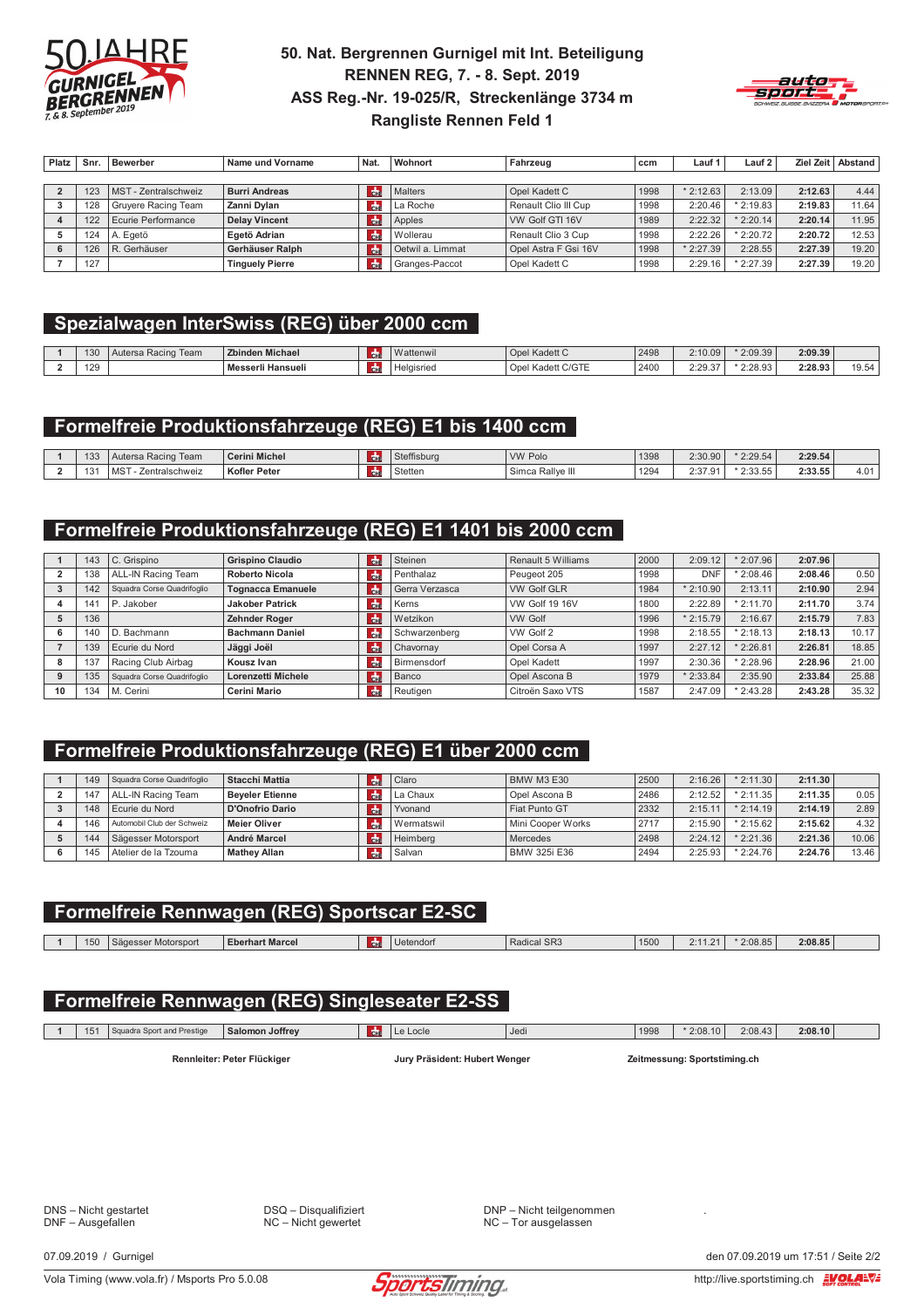# 50. Nat. Bergrennen Gurnigel mit Int. Beteiligung
## RENNEN REG, 7. - 8. Sept. 2019
## ASS Reg.-Nr. 19-025/R, Streckenlänge 3734 m
## Rangliste Rennen Feld 1

| Platz | Snr. | Bewerber | Name und Vorname | Nat. | Wohnort | Fahrzeug | ccm | Lauf 1 | Lauf 2 | Ziel Zeit | Abstand |
|---|---|---|---|---|---|---|---|---|---|---|---|
| 2 | 123 | MST - Zentralschweiz | **Burri Andreas** | CH | Malters | Opel Kadett C | 1998 | * 2:12.63 | 2:13.09 | **2:12.63** | 4.44 |
| 3 | 128 | Gruyere Racing Team | **Zanni Dylan** | CH | La Roche | Renault Clio III Cup | 1998 | 2:20.46 | * 2:19.83 | **2:19.83** | 11.64 |
| 4 | 122 | Ecurie Performance | **Delay Vincent** | CH | Apples | VW Golf GTI 16V | 1989 | 2:22.32 | * 2:20.14 | **2:20.14** | 11.95 |
| 5 | 124 | A. Egetö | **Egetö Adrian** | CH | Wollerau | Renault Clio 3 Cup | 1998 | 2:22.26 | * 2:20.72 | **2:20.72** | 12.53 |
| 6 | 126 | R. Gerhäuser | **Gerhäuser Ralph** | CH | Oetwil a. Limmat | Opel Astra F Gsi 16V | 1998 | * 2:27.39 | 2:28.55 | **2:27.39** | 19.20 |
| 7 | 127 | | **Tinguely Pierre** | CH | Granges-Paccot | Opel Kadett C | 1998 | 2:29.16 | * 2:27.39 | **2:27.39** | 19.20 |

## Spezialwagen InterSwiss (REG) über 2000 ccm

| Platz | Snr. | Bewerber | Name und Vorname | Nat. | Wohnort | Fahrzeug | ccm | Lauf 1 | Lauf 2 | Ziel Zeit | Abstand |
|---|---|---|---|---|---|---|---|---|---|---|---|
| 1 | 130 | Autersa Racing Team | **Zbinden Michael** | CH | Wattenwil | Opel Kadett C | 2498 | 2:10.09 | * 2:09.39 | **2:09.39** | |
| 2 | 129 | | **Messerli Hansueli** | CH | Helgisried | Opel Kadett C/GTE | 2400 | 2:29.37 | * 2:28.93 | **2:28.93** | 19.54 |

## Formelfreie Produktionsfahrzeuge (REG) E1 bis 1400 ccm

| Platz | Snr. | Bewerber | Name und Vorname | Nat. | Wohnort | Fahrzeug | ccm | Lauf 1 | Lauf 2 | Ziel Zeit | Abstand |
|---|---|---|---|---|---|---|---|---|---|---|---|
| 1 | 133 | Autersa Racing Team | **Cerini Michel** | CH | Steffisburg | VW Polo | 1398 | 2:30.90 | * 2:29.54 | **2:29.54** | |
| 2 | 131 | MST - Zentralschweiz | **Kofler Peter** | CH | Stetten | Simca Rallye III | 1294 | 2:37.91 | * 2:33.55 | **2:33.55** | 4.01 |

## Formelfreie Produktionsfahrzeuge (REG) E1 1401 bis 2000 ccm

| Platz | Snr. | Bewerber | Name und Vorname | Nat. | Wohnort | Fahrzeug | ccm | Lauf 1 | Lauf 2 | Ziel Zeit | Abstand |
|---|---|---|---|---|---|---|---|---|---|---|---|
| 1 | 143 | C. Grispino | **Grispino Claudio** | CH | Steinen | Renault 5 Williams | 2000 | 2:09.12 | * 2:07.96 | **2:07.96** | |
| 2 | 138 | ALL-IN Racing Team | **Roberto Nicola** | CH | Penthalaz | Peugeot 205 | 1998 | DNF | * 2:08.46 | **2:08.46** | 0.50 |
| 3 | 142 | Squadra Corse Quadrifoglio | **Tognacca Emanuele** | CH | Gerra Verzasca | VW Golf GLR | 1984 | * 2:10.90 | 2:13.11 | **2:10.90** | 2.94 |
| 4 | 141 | P. Jakober | **Jakober Patrick** | CH | Kerns | VW Golf 19 16V | 1800 | 2:22.89 | * 2:11.70 | **2:11.70** | 3.74 |
| 5 | 136 | | **Zehnder Roger** | CH | Wetzikon | VW Golf | 1996 | * 2:15.79 | 2:16.67 | **2:15.79** | 7.83 |
| 6 | 140 | D. Bachmann | **Bachmann Daniel** | CH | Schwarzenberg | VW Golf 2 | 1998 | 2:18.55 | * 2:18.13 | **2:18.13** | 10.17 |
| 7 | 139 | Ecurie du Nord | **Jäggi Joël** | CH | Chavornay | Opel Corsa A | 1997 | 2:27.12 | * 2:26.81 | **2:26.81** | 18.85 |
| 8 | 137 | Racing Club Airbag | **Kousz Ivan** | CH | Birmensdorf | Opel Kadett | 1997 | 2:30.36 | * 2:28.96 | **2:28.96** | 21.00 |
| 9 | 135 | Squadra Corse Quadrifoglio | **Lorenzetti Michele** | CH | Banco | Opel Ascona B | 1979 | * 2:33.84 | 2:35.90 | **2:33.84** | 25.88 |
| 10 | 134 | M. Cerini | **Cerini Mario** | CH | Reutigen | Citroën Saxo VTS | 1587 | 2:47.09 | * 2:43.28 | **2:43.28** | 35.32 |

## Formelfreie Produktionsfahrzeuge (REG) E1 über 2000 ccm

| Platz | Snr. | Bewerber | Name und Vorname | Nat. | Wohnort | Fahrzeug | ccm | Lauf 1 | Lauf 2 | Ziel Zeit | Abstand |
|---|---|---|---|---|---|---|---|---|---|---|---|
| 1 | 149 | Squadra Corse Quadrifoglio | **Stacchi Mattia** | CH | Claro | BMW M3 E30 | 2500 | 2:16.26 | * 2:11.30 | **2:11.30** | |
| 2 | 147 | ALL-IN Racing Team | **Beyeler Etienne** | CH | La Chaux | Opel Ascona B | 2486 | 2:12.52 | * 2:11.35 | **2:11.35** | 0.05 |
| 3 | 148 | Ecurie du Nord | **D'Onofrio Dario** | CH | Yvonand | Fiat Punto GT | 2332 | 2:15.11 | * 2:14.19 | **2:14.19** | 2.89 |
| 4 | 146 | Automobil Club der Schweiz | **Meier Oliver** | CH | Wermatswil | Mini Cooper Works | 2717 | 2:15.90 | * 2:15.62 | **2:15.62** | 4.32 |
| 5 | 144 | Sägesser Motorsport | **André Marcel** | CH | Heimberg | Mercedes | 2498 | 2:24.12 | * 2:21.36 | **2:21.36** | 10.06 |
| 6 | 145 | Atelier de la Tzouma | **Mathey Allan** | CH | Salvan | BMW 325i E36 | 2494 | 2:25.93 | * 2:24.76 | **2:24.76** | 13.46 |

## Formelfreie Rennwagen (REG) Sportscar E2-SC

| Platz | Snr. | Bewerber | Name und Vorname | Nat. | Wohnort | Fahrzeug | ccm | Lauf 1 | Lauf 2 | Ziel Zeit | Abstand |
|---|---|---|---|---|---|---|---|---|---|---|---|
| 1 | 150 | Sägesser Motorsport | **Eberhart Marcel** | CH | Uetendorf | Radical SR3 | 1500 | 2:11.21 | * 2:08.85 | **2:08.85** | |

## Formelfreie Rennwagen (REG) Singleseater E2-SS

| Platz | Snr. | Bewerber | Name und Vorname | Nat. | Wohnort | Fahrzeug | ccm | Lauf 1 | Lauf 2 | Ziel Zeit | Abstand |
|---|---|---|---|---|---|---|---|---|---|---|---|
| 1 | 151 | Squadra Sport and Prestige | **Salomon Joffrey** | CH | Le Locle | Jedi | 1998 | * 2:08.10 | 2:08.43 | **2:08.10** | |

**Rennleiter: Peter Flückiger** **Jury Präsident: Hubert Wenger** **Zeitmessung: Sportstiming.ch**

DNS – Nicht gestartet
DNF – Ausgefallen
DSQ – Disqualifiziert
NC – Nicht gewertet
DNP – Nicht teilgenommen
NC – Tor ausgelassen

07.09.2019 / Gurnigel — den 07.09.2019 um 17:51 / Seite 2/2

Vola Timing (www.vola.fr) / Msports Pro 5.0.08 — http://live.sportstiming.ch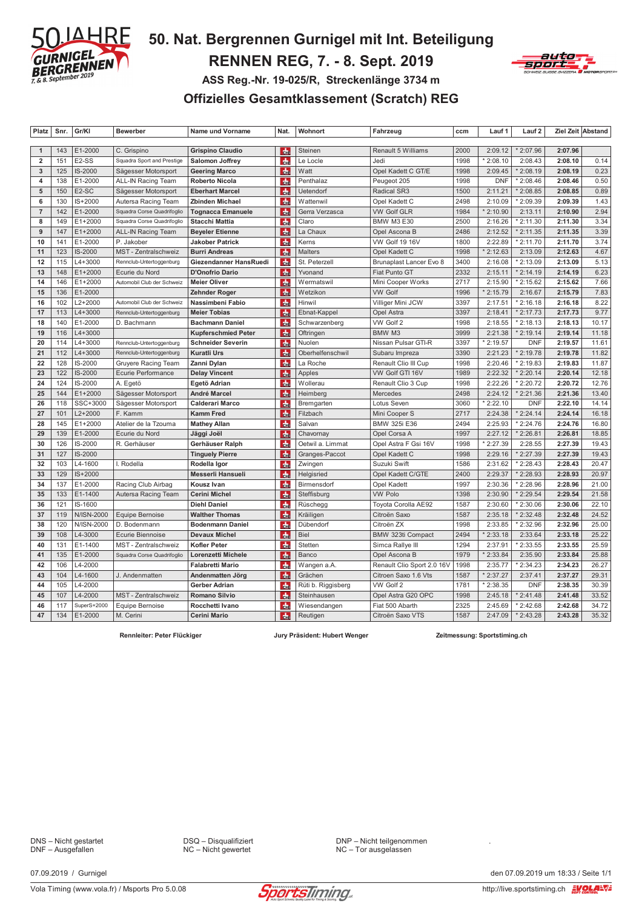# 50. Nat. Bergrennen Gurnigel mit Int. Beteiligung

## RENNEN REG, 7. - 8. Sept. 2019

### ASS Reg.-Nr. 19-025/R, Streckenlänge 3734 m

## Offizielles Gesamtklassement (Scratch) REG

| Platz | Snr. | Gr/Kl | Bewerber | Name und Vorname | Nat. | Wohnort | Fahrzeug | ccm | Lauf 1 | Lauf 2 | Ziel Zeit | Abstand |
|---|---|---|---|---|---|---|---|---|---|---|---|---|
| 1 | 143 | E1-2000 | C. Grispino | **Grispino Claudio** | CH | Steinen | Renault 5 Williams | 2000 | 2:09.12 | * 2:07.96 | **2:07.96** | |
| 2 | 151 | E2-SS | Squadra Sport and Prestige | **Salomon Joffrey** | CH | Le Locle | Jedi | 1998 | * 2:08.10 | 2:08.43 | **2:08.10** | 0.14 |
| 3 | 125 | IS-2000 | Sägesser Motorsport | **Geering Marco** | CH | Watt | Opel Kadett C GT/E | 1998 | 2:09.45 | * 2:08.19 | **2:08.19** | 0.23 |
| 4 | 138 | E1-2000 | ALL-IN Racing Team | **Roberto Nicola** | CH | Penthalaz | Peugeot 205 | 1998 | DNF | * 2:08.46 | **2:08.46** | 0.50 |
| 5 | 150 | E2-SC | Sägesser Motorsport | **Eberhart Marcel** | CH | Uetendorf | Radical SR3 | 1500 | 2:11.21 | * 2:08.85 | **2:08.85** | 0.89 |
| 6 | 130 | IS+2000 | Autersa Racing Team | **Zbinden Michael** | CH | Wattenwil | Opel Kadett C | 2498 | 2:10.09 | * 2:09.39 | **2:09.39** | 1.43 |
| 7 | 142 | E1-2000 | Squadra Corse Quadrifoglio | **Tognacca Emanuele** | CH | Gerra Verzasca | VW Golf GLR | 1984 | * 2:10.90 | 2:13.11 | **2:10.90** | 2.94 |
| 8 | 149 | E1+2000 | Squadra Corse Quadrifoglio | **Stacchi Mattia** | CH | Claro | BMW M3 E30 | 2500 | 2:16.26 | * 2:11.30 | **2:11.30** | 3.34 |
| 9 | 147 | E1+2000 | ALL-IN Racing Team | **Beyeler Etienne** | CH | La Chaux | Opel Ascona B | 2486 | 2:12.52 | * 2:11.35 | **2:11.35** | 3.39 |
| 10 | 141 | E1-2000 | P. Jakober | **Jakober Patrick** | CH | Kerns | VW Golf 19 16V | 1800 | 2:22.89 | * 2:11.70 | **2:11.70** | 3.74 |
| 11 | 123 | IS-2000 | MST - Zentralschweiz | **Burri Andreas** | CH | Malters | Opel Kadett C | 1998 | * 2:12.63 | 2:13.09 | **2:12.63** | 4.67 |
| 12 | 115 | L4+3000 | Rennclub-Untertoggenburg | **Giezendanner HansRuedi** | CH | St. Peterzell | Brunaplast Lancer Evo 8 | 3400 | 2:16.08 | * 2:13.09 | **2:13.09** | 5.13 |
| 13 | 148 | E1+2000 | Ecurie du Nord | **D'Onofrio Dario** | CH | Yvonand | Fiat Punto GT | 2332 | 2:15.11 | * 2:14.19 | **2:14.19** | 6.23 |
| 14 | 146 | E1+2000 | Automobil Club der Schweiz | **Meier Oliver** | CH | Wermatswil | Mini Cooper Works | 2717 | 2:15.90 | * 2:15.62 | **2:15.62** | 7.66 |
| 15 | 136 | E1-2000 | | **Zehnder Roger** | CH | Wetzikon | VW Golf | 1996 | * 2:15.79 | 2:16.67 | **2:15.79** | 7.83 |
| 16 | 102 | L2+2000 | Automobil Club der Schweiz | **Nassimbeni Fabio** | CH | Hinwil | Villiger Mini JCW | 3397 | 2:17.51 | * 2:16.18 | **2:16.18** | 8.22 |
| 17 | 113 | L4+3000 | Rennclub-Untertoggenburg | **Meier Tobias** | CH | Ebnat-Kappel | Opel Astra | 3397 | 2:18.41 | * 2:17.73 | **2:17.73** | 9.77 |
| 18 | 140 | E1-2000 | D. Bachmann | **Bachmann Daniel** | CH | Schwarzenberg | VW Golf 2 | 1998 | 2:18.55 | * 2:18.13 | **2:18.13** | 10.17 |
| 19 | 116 | L4+3000 | | **Kupferschmied Peter** | CH | Oftringen | BMW M3 | 3999 | 2:21.38 | * 2:19.14 | **2:19.14** | 11.18 |
| 20 | 114 | L4+3000 | Rennclub-Untertoggenburg | **Schneider Severin** | CH | Nuolen | Nissan Pulsar GTI-R | 3397 | * 2:19.57 | DNF | **2:19.57** | 11.61 |
| 21 | 112 | L4+3000 | Rennclub-Untertoggenburg | **Kuratli Urs** | CH | Oberhelfenschwil | Subaru Impreza | 3390 | 2:21.23 | * 2:19.78 | **2:19.78** | 11.82 |
| 22 | 128 | IS-2000 | Gruyere Racing Team | **Zanni Dylan** | CH | La Roche | Renault Clio III Cup | 1998 | 2:20.46 | * 2:19.83 | **2:19.83** | 11.87 |
| 23 | 122 | IS-2000 | Ecurie Performance | **Delay Vincent** | CH | Apples | VW Golf GTI 16V | 1989 | 2:22.32 | * 2:20.14 | **2:20.14** | 12.18 |
| 24 | 124 | IS-2000 | A. Egetö | **Egetö Adrian** | CH | Wollerau | Renault Clio 3 Cup | 1998 | 2:22.26 | * 2:20.72 | **2:20.72** | 12.76 |
| 25 | 144 | E1+2000 | Sägesser Motorsport | **André Marcel** | CH | Heimberg | Mercedes | 2498 | 2:24.12 | * 2:21.36 | **2:21.36** | 13.40 |
| 26 | 118 | SSC+3000 | Sägesser Motorsport | **Calderari Marco** | CH | Bremgarten | Lotus Seven | 3060 | * 2:22.10 | DNF | **2:22.10** | 14.14 |
| 27 | 101 | L2+2000 | F. Kamm | **Kamm Fred** | CH | Filzbach | Mini Cooper S | 2717 | 2:24.38 | * 2:24.14 | **2:24.14** | 16.18 |
| 28 | 145 | E1+2000 | Atelier de la Tzouma | **Mathey Allan** | CH | Salvan | BMW 325i E36 | 2494 | 2:25.93 | * 2:24.76 | **2:24.76** | 16.80 |
| 29 | 139 | E1-2000 | Ecurie du Nord | **Jäggi Joël** | CH | Chavornay | Opel Corsa A | 1997 | 2:27.12 | * 2:26.81 | **2:26.81** | 18.85 |
| 30 | 126 | IS-2000 | R. Gerhäuser | **Gerhäuser Ralph** | CH | Oetwil a. Limmat | Opel Astra F Gsi 16V | 1998 | * 2:27.39 | 2:28.55 | **2:27.39** | 19.43 |
| 31 | 127 | IS-2000 | | **Tinguely Pierre** | CH | Granges-Paccot | Opel Kadett C | 1998 | 2:29.16 | * 2:27.39 | **2:27.39** | 19.43 |
| 32 | 103 | L4-1600 | I. Rodella | **Rodella Igor** | CH | Zwingen | Suzuki Swift | 1586 | 2:31.62 | * 2:28.43 | **2:28.43** | 20.47 |
| 33 | 129 | IS+2000 | | **Messerli Hansueli** | CH | Helgisried | Opel Kadett C/GTE | 2400 | 2:29.37 | * 2:28.93 | **2:28.93** | 20.97 |
| 34 | 137 | E1-2000 | Racing Club Airbag | **Kousz Ivan** | CH | Birmensdorf | Opel Kadett | 1997 | 2:30.36 | * 2:28.96 | **2:28.96** | 21.00 |
| 35 | 133 | E1-1400 | Autersa Racing Team | **Cerini Michel** | CH | Steffisburg | VW Polo | 1398 | 2:30.90 | * 2:29.54 | **2:29.54** | 21.58 |
| 36 | 121 | IS-1600 | | **Diehl Daniel** | CH | Rüschegg | Toyota Corolla AE92 | 1587 | 2:30.60 | * 2:30.06 | **2:30.06** | 22.10 |
| 37 | 119 | N/ISN-2000 | Equipe Bernoise | **Walther Thomas** | CH | Kräiligen | Citroën Saxo | 1587 | 2:35.18 | * 2:32.48 | **2:32.48** | 24.52 |
| 38 | 120 | N/ISN-2000 | D. Bodenmann | **Bodenmann Daniel** | CH | Dübendorf | Citroën ZX | 1998 | 2:33.85 | * 2:32.96 | **2:32.96** | 25.00 |
| 39 | 108 | L4-3000 | Ecurie Biennoise | **Devaux Michel** | CH | Biel | BMW 323ti Compact | 2494 | * 2:33.18 | 2:33.64 | **2:33.18** | 25.22 |
| 40 | 131 | E1-1400 | MST - Zentralschweiz | **Kofler Peter** | CH | Stetten | Simca Rallye III | 1294 | 2:37.91 | * 2:33.55 | **2:33.55** | 25.59 |
| 41 | 135 | E1-2000 | Squadra Corse Quadrifoglio | **Lorenzetti Michele** | CH | Banco | Opel Ascona B | 1979 | * 2:33.84 | 2:35.90 | **2:33.84** | 25.88 |
| 42 | 106 | L4-2000 | | **Falabretti Mario** | CH | Wangen a.A. | Renault Clio Sport 2.0 16V | 1998 | 2:35.77 | * 2:34.23 | **2:34.23** | 26.27 |
| 43 | 104 | L4-1600 | J. Andenmatten | **Andenmatten Jörg** | CH | Grächen | Citroen Saxo 1.6 Vts | 1587 | * 2:37.27 | 2:37.41 | **2:37.27** | 29.31 |
| 44 | 105 | L4-2000 | | **Gerber Adrian** | CH | Rüti b. Riggisberg | VW Golf 2 | 1781 | * 2:38.35 | DNF | **2:38.35** | 30.39 |
| 45 | 107 | L4-2000 | MST - Zentralschweiz | **Romano Silvio** | CH | Steinhausen | Opel Astra G20 OPC | 1998 | 2:45.18 | * 2:41.48 | **2:41.48** | 33.52 |
| 46 | 117 | SuperS+2000 | Equipe Bernoise | **Rocchetti Ivano** | CH | Wiesendangen | Fiat 500 Abarth | 2325 | 2:45.69 | * 2:42.68 | **2:42.68** | 34.72 |
| 47 | 134 | E1-2000 | M. Cerini | **Cerini Mario** | CH | Reutigen | Citroën Saxo VTS | 1587 | 2:47.09 | * 2:43.28 | **2:43.28** | 35.32 |

**Rennleiter: Peter Flückiger** **Jury Präsident: Hubert Wenger** **Zeitmessung: Sportstiming.ch**

DNS – Nicht gestartet
DNF – Ausgefallen
DSQ – Disqualifiziert
NC – Nicht gewertet
DNP – Nicht teilgenommen
NC – Tor ausgelassen

07.09.2019 / Gurnigel — den 07.09.2019 um 18:33 / Seite 1/1

Vola Timing (www.vola.fr) / Msports Pro 5.0.08 — http://live.sportstiming.ch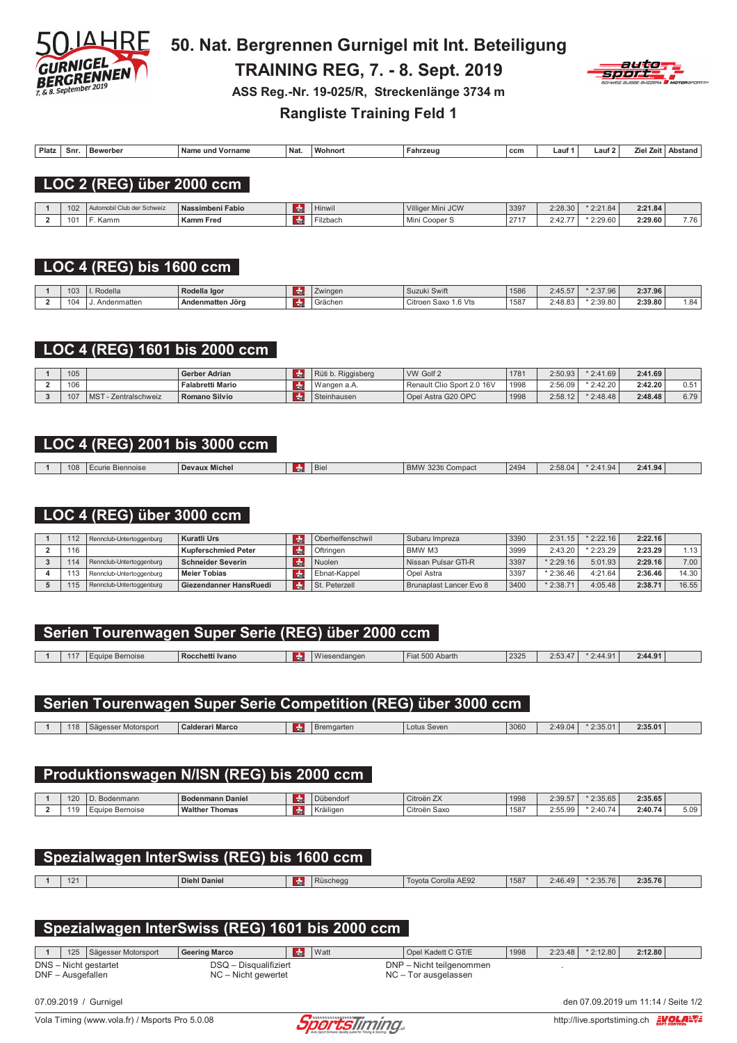# 50. Nat. Bergrennen Gurnigel mit Int. Beteiligung

## TRAINING REG, 7. - 8. Sept. 2019

**ASS Reg.-Nr. 19-025/R, Streckenlänge 3734 m**

## Rangliste Training Feld 1

### LOC 2 (REG) über 2000 ccm

| Platz | Snr. | Bewerber | Name und Vorname | Nat. | Wohnort | Fahrzeug | ccm | Lauf 1 | Lauf 2 | Ziel Zeit | Abstand |
|---|---|---|---|---|---|---|---|---|---|---|---|
| 1 | 102 | Automobil Club der Schweiz | **Nassimbeni Fabio** | CH | Hinwil | Villiger Mini JCW | 3397 | 2:28.30 | * 2:21.84 | **2:21.84** | |
| 2 | 101 | F. Kamm | **Kamm Fred** | CH | Filzbach | Mini Cooper S | 2717 | 2:42.77 | * 2:29.60 | **2:29.60** | 7.76 |

### LOC 4 (REG) bis 1600 ccm

| Platz | Snr. | Bewerber | Name und Vorname | Nat. | Wohnort | Fahrzeug | ccm | Lauf 1 | Lauf 2 | Ziel Zeit | Abstand |
|---|---|---|---|---|---|---|---|---|---|---|---|
| 1 | 103 | I. Rodella | **Rodella Igor** | CH | Zwingen | Suzuki Swift | 1586 | 2:45.57 | * 2:37.96 | **2:37.96** | |
| 2 | 104 | J. Andenmatten | **Andenmatten Jörg** | CH | Grächen | Citroen Saxo 1.6 Vts | 1587 | 2:48.83 | * 2:39.80 | **2:39.80** | 1.84 |

### LOC 4 (REG) 1601 bis 2000 ccm

| Platz | Snr. | Bewerber | Name und Vorname | Nat. | Wohnort | Fahrzeug | ccm | Lauf 1 | Lauf 2 | Ziel Zeit | Abstand |
|---|---|---|---|---|---|---|---|---|---|---|---|
| 1 | 105 | | **Gerber Adrian** | CH | Rüti b. Riggisberg | VW Golf 2 | 1781 | 2:50.93 | * 2:41.69 | **2:41.69** | |
| 2 | 106 | | **Falabretti Mario** | CH | Wangen a.A. | Renault Clio Sport 2.0 16V | 1998 | 2:56.09 | * 2:42.20 | **2:42.20** | 0.51 |
| 3 | 107 | MST - Zentralschweiz | **Romano Silvio** | CH | Steinhausen | Opel Astra G20 OPC | 1998 | 2:58.12 | * 2:48.48 | **2:48.48** | 6.79 |

### LOC 4 (REG) 2001 bis 3000 ccm

| Platz | Snr. | Bewerber | Name und Vorname | Nat. | Wohnort | Fahrzeug | ccm | Lauf 1 | Lauf 2 | Ziel Zeit | Abstand |
|---|---|---|---|---|---|---|---|---|---|---|---|
| 1 | 108 | Ecurie Biennoise | **Devaux Michel** | CH | Biel | BMW 323ti Compact | 2494 | 2:58.04 | * 2:41.94 | **2:41.94** | |

### LOC 4 (REG) über 3000 ccm

| Platz | Snr. | Bewerber | Name und Vorname | Nat. | Wohnort | Fahrzeug | ccm | Lauf 1 | Lauf 2 | Ziel Zeit | Abstand |
|---|---|---|---|---|---|---|---|---|---|---|---|
| 1 | 112 | Rennclub-Untertoggenburg | **Kuratli Urs** | CH | Oberhelfenschwil | Subaru Impreza | 3390 | 2:31.15 | * 2:22.16 | **2:22.16** | |
| 2 | 116 | | **Kupferschmied Peter** | CH | Oftringen | BMW M3 | 3999 | 2:43.20 | * 2:23.29 | **2:23.29** | 1.13 |
| 3 | 114 | Rennclub-Untertoggenburg | **Schneider Severin** | CH | Nuolen | Nissan Pulsar GTI-R | 3397 | * 2:29.16 | 5:01.93 | **2:29.16** | 7.00 |
| 4 | 113 | Rennclub-Untertoggenburg | **Meier Tobias** | CH | Ebnat-Kappel | Opel Astra | 3397 | * 2:36.46 | 4:21.64 | **2:36.46** | 14.30 |
| 5 | 115 | Rennclub-Untertoggenburg | **Giezendanner HansRuedi** | CH | St. Peterzell | Brunaplast Lancer Evo 8 | 3400 | * 2:38.71 | 4:05.48 | **2:38.71** | 16.55 |

### Serien Tourenwagen Super Serie (REG) über 2000 ccm

| Platz | Snr. | Bewerber | Name und Vorname | Nat. | Wohnort | Fahrzeug | ccm | Lauf 1 | Lauf 2 | Ziel Zeit | Abstand |
|---|---|---|---|---|---|---|---|---|---|---|---|
| 1 | 117 | Equipe Bernoise | **Rocchetti Ivano** | CH | Wiesendangen | Fiat 500 Abarth | 2325 | 2:53.47 | * 2:44.91 | **2:44.91** | |

### Serien Tourenwagen Super Serie Competition (REG) über 3000 ccm

| Platz | Snr. | Bewerber | Name und Vorname | Nat. | Wohnort | Fahrzeug | ccm | Lauf 1 | Lauf 2 | Ziel Zeit | Abstand |
|---|---|---|---|---|---|---|---|---|---|---|---|
| 1 | 118 | Sägesser Motorsport | **Calderari Marco** | CH | Bremgarten | Lotus Seven | 3060 | 2:49.04 | * 2:35.01 | **2:35.01** | |

### Produktionswagen N/ISN (REG) bis 2000 ccm

| Platz | Snr. | Bewerber | Name und Vorname | Nat. | Wohnort | Fahrzeug | ccm | Lauf 1 | Lauf 2 | Ziel Zeit | Abstand |
|---|---|---|---|---|---|---|---|---|---|---|---|
| 1 | 120 | D. Bodenmann | **Bodenmann Daniel** | CH | Dübendorf | Citroën ZX | 1998 | 2:39.57 | * 2:35.65 | **2:35.65** | |
| 2 | 119 | Equipe Bernoise | **Walther Thomas** | CH | Kräiligen | Citroën Saxo | 1587 | 2:55.99 | * 2:40.74 | **2:40.74** | 5.09 |

### Spezialwagen InterSwiss (REG) bis 1600 ccm

| Platz | Snr. | Bewerber | Name und Vorname | Nat. | Wohnort | Fahrzeug | ccm | Lauf 1 | Lauf 2 | Ziel Zeit | Abstand |
|---|---|---|---|---|---|---|---|---|---|---|---|
| 1 | 121 | | **Diehl Daniel** | CH | Rüschegg | Toyota Corolla AE92 | 1587 | 2:46.49 | * 2:35.76 | **2:35.76** | |

### Spezialwagen InterSwiss (REG) 1601 bis 2000 ccm

| Platz | Snr. | Bewerber | Name und Vorname | Nat. | Wohnort | Fahrzeug | ccm | Lauf 1 | Lauf 2 | Ziel Zeit | Abstand |
|---|---|---|---|---|---|---|---|---|---|---|---|
| 1 | 125 | Sägesser Motorsport | **Geering Marco** | CH | Watt | Opel Kadett C GT/E | 1998 | 2:23.48 | * 2:12.80 | **2:12.80** | |

DNS – Nicht gestartet
DNF – Ausgefallen
DSQ – Disqualifiziert
NC – Nicht gewertet
DNP – Nicht teilgenommen
NC – Tor ausgelassen

07.09.2019 / Gurnigel — den 07.09.2019 um 11:14 / Seite 1/2

Vola Timing (www.vola.fr) / Msports Pro 5.0.08 — http://live.sportstiming.ch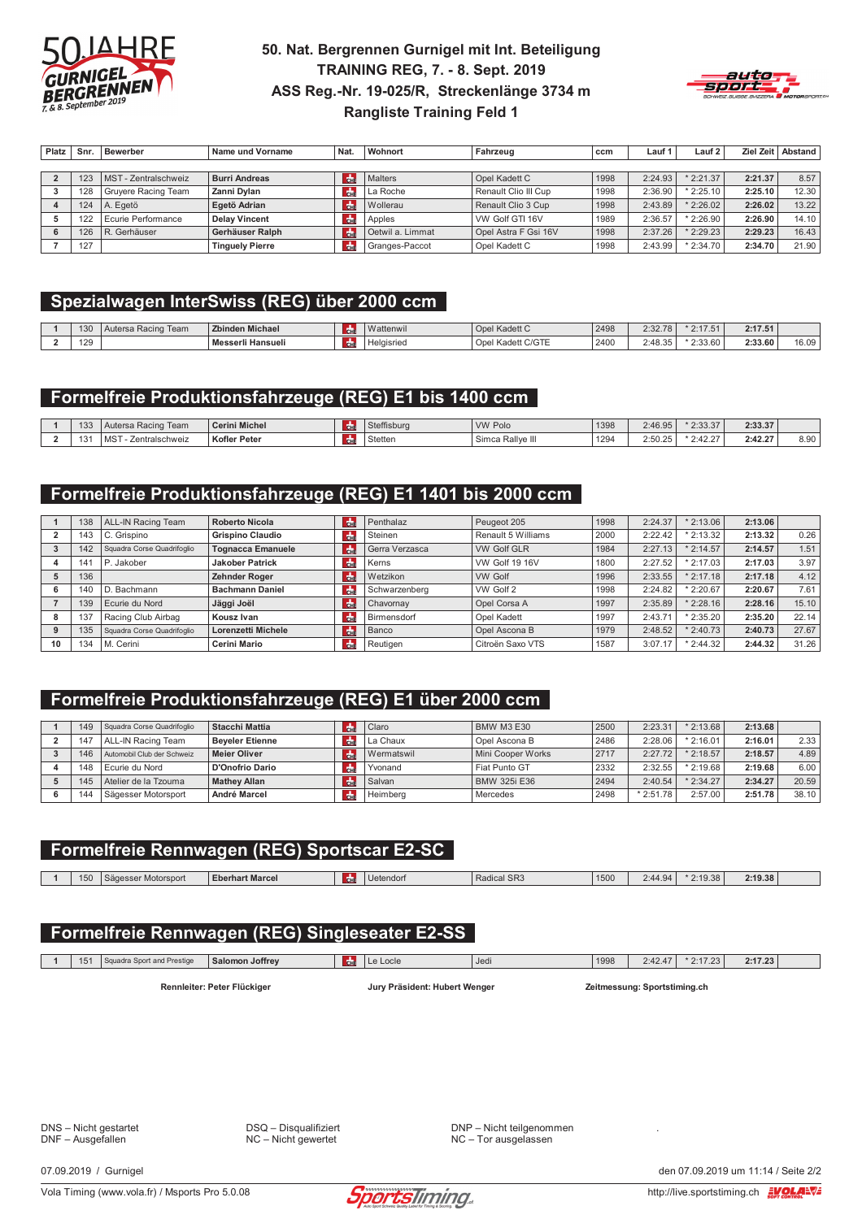# 50. Nat. Bergrennen Gurnigel mit Int. Beteiligung

## TRAINING REG, 7. - 8. Sept. 2019

## ASS Reg.-Nr. 19-025/R, Streckenlänge 3734 m

## Rangliste Training Feld 1

| Platz | Snr. | Bewerber | Name und Vorname | Nat. | Wohnort | Fahrzeug | ccm | Lauf 1 | Lauf 2 | Ziel Zeit | Abstand |
|---|---|---|---|---|---|---|---|---|---|---|---|
| 2 | 123 | MST - Zentralschweiz | **Burri Andreas** | CH | Malters | Opel Kadett C | 1998 | 2:24.93 | * 2:21.37 | **2:21.37** | 8.57 |
| 3 | 128 | Gruyere Racing Team | **Zanni Dylan** | CH | La Roche | Renault Clio III Cup | 1998 | 2:36.90 | * 2:25.10 | **2:25.10** | 12.30 |
| 4 | 124 | A. Egetö | **Egetö Adrian** | CH | Wollerau | Renault Clio 3 Cup | 1998 | 2:43.89 | * 2:26.02 | **2:26.02** | 13.22 |
| 5 | 122 | Ecurie Performance | **Delay Vincent** | CH | Apples | VW Golf GTI 16V | 1989 | 2:36.57 | * 2:26.90 | **2:26.90** | 14.10 |
| 6 | 126 | R. Gerhäuser | **Gerhäuser Ralph** | CH | Oetwil a. Limmat | Opel Astra F Gsi 16V | 1998 | 2:37.26 | * 2:29.23 | **2:29.23** | 16.43 |
| 7 | 127 | | **Tinguely Pierre** | CH | Granges-Paccot | Opel Kadett C | 1998 | 2:43.99 | * 2:34.70 | **2:34.70** | 21.90 |

## Spezialwagen InterSwiss (REG) über 2000 ccm

| | | | | | | | | | | | |
|---|---|---|---|---|---|---|---|---|---|---|---|
| 1 | 130 | Autersa Racing Team | **Zbinden Michael** | CH | Wattenwil | Opel Kadett C | 2498 | 2:32.78 | * 2:17.51 | **2:17.51** | |
| 2 | 129 | | **Messerli Hansueli** | CH | Helgisried | Opel Kadett C/GTE | 2400 | 2:48.35 | * 2:33.60 | **2:33.60** | 16.09 |

## Formelfreie Produktionsfahrzeuge (REG) E1 bis 1400 ccm

| | | | | | | | | | | | |
|---|---|---|---|---|---|---|---|---|---|---|---|
| 1 | 133 | Autersa Racing Team | **Cerini Michel** | CH | Steffisburg | VW Polo | 1398 | 2:46.95 | * 2:33.37 | **2:33.37** | |
| 2 | 131 | MST - Zentralschweiz | **Kofler Peter** | CH | Stetten | Simca Rallye III | 1294 | 2:50.25 | * 2:42.27 | **2:42.27** | 8.90 |

## Formelfreie Produktionsfahrzeuge (REG) E1 1401 bis 2000 ccm

| | | | | | | | | | | | |
|---|---|---|---|---|---|---|---|---|---|---|---|
| 1 | 138 | ALL-IN Racing Team | **Roberto Nicola** | CH | Penthalaz | Peugeot 205 | 1998 | 2:24.37 | * 2:13.06 | **2:13.06** | |
| 2 | 143 | C. Grispino | **Grispino Claudio** | CH | Steinen | Renault 5 Williams | 2000 | 2:22.42 | * 2:13.32 | **2:13.32** | 0.26 |
| 3 | 142 | Squadra Corse Quadrifoglio | **Tognacca Emanuele** | CH | Gerra Verzasca | VW Golf GLR | 1984 | 2:27.13 | * 2:14.57 | **2:14.57** | 1.51 |
| 4 | 141 | P. Jakober | **Jakober Patrick** | CH | Kerns | VW Golf 19 16V | 1800 | 2:27.52 | * 2:17.03 | **2:17.03** | 3.97 |
| 5 | 136 | | **Zehnder Roger** | CH | Wetzikon | VW Golf | 1996 | 2:33.55 | * 2:17.18 | **2:17.18** | 4.12 |
| 6 | 140 | D. Bachmann | **Bachmann Daniel** | CH | Schwarzenberg | VW Golf 2 | 1998 | 2:24.82 | * 2:20.67 | **2:20.67** | 7.61 |
| 7 | 139 | Ecurie du Nord | **Jäggi Joël** | CH | Chavornay | Opel Corsa A | 1997 | 2:35.89 | * 2:28.16 | **2:28.16** | 15.10 |
| 8 | 137 | Racing Club Airbag | **Kousz Ivan** | CH | Birmensdorf | Opel Kadett | 1997 | 2:43.71 | * 2:35.20 | **2:35.20** | 22.14 |
| 9 | 135 | Squadra Corse Quadrifoglio | **Lorenzetti Michele** | CH | Banco | Opel Ascona B | 1979 | 2:48.52 | * 2:40.73 | **2:40.73** | 27.67 |
| 10 | 134 | M. Cerini | **Cerini Mario** | CH | Reutigen | Citroën Saxo VTS | 1587 | 3:07.17 | * 2:44.32 | **2:44.32** | 31.26 |

## Formelfreie Produktionsfahrzeuge (REG) E1 über 2000 ccm

| | | | | | | | | | | | |
|---|---|---|---|---|---|---|---|---|---|---|---|
| 1 | 149 | Squadra Corse Quadrifoglio | **Stacchi Mattia** | CH | Claro | BMW M3 E30 | 2500 | 2:23.31 | * 2:13.68 | **2:13.68** | |
| 2 | 147 | ALL-IN Racing Team | **Beyeler Etienne** | CH | La Chaux | Opel Ascona B | 2486 | 2:28.06 | * 2:16.01 | **2:16.01** | 2.33 |
| 3 | 146 | Automobil Club der Schweiz | **Meier Oliver** | CH | Wermatswil | Mini Cooper Works | 2717 | 2:27.72 | * 2:18.57 | **2:18.57** | 4.89 |
| 4 | 148 | Ecurie du Nord | **D'Onofrio Dario** | CH | Yvonand | Fiat Punto GT | 2332 | 2:32.55 | * 2:19.68 | **2:19.68** | 6.00 |
| 5 | 145 | Atelier de la Tzouma | **Mathey Allan** | CH | Salvan | BMW 325i E36 | 2494 | 2:40.54 | * 2:34.27 | **2:34.27** | 20.59 |
| 6 | 144 | Sägesser Motorsport | **André Marcel** | CH | Heimberg | Mercedes | 2498 | * 2:51.78 | 2:57.00 | **2:51.78** | 38.10 |

## Formelfreie Rennwagen (REG) Sportscar E2-SC

| | | | | | | | | | | | |
|---|---|---|---|---|---|---|---|---|---|---|---|
| 1 | 150 | Sägesser Motorsport | **Eberhart Marcel** | CH | Uetendorf | Radical SR3 | 1500 | 2:44.94 | * 2:19.38 | **2:19.38** | |

## Formelfreie Rennwagen (REG) Singleseater E2-SS

| | | | | | | | | | | | |
|---|---|---|---|---|---|---|---|---|---|---|---|
| 1 | 151 | Squadra Sport and Prestige | **Salomon Joffrey** | CH | Le Locle | Jedi | 1998 | 2:42.47 | * 2:17.23 | **2:17.23** | |

**Rennleiter: Peter Flückiger** **Jury Präsident: Hubert Wenger** **Zeitmessung: Sportstiming.ch**

DNS – Nicht gestartet
DNF – Ausgefallen
DSQ – Disqualifiziert
NC – Nicht gewertet
DNP – Nicht teilgenommen
NC – Tor ausgelassen

07.09.2019 / Gurnigel — den 07.09.2019 um 11:14 / Seite 2/2

Vola Timing (www.vola.fr) / Msports Pro 5.0.08 — http://live.sportstiming.ch